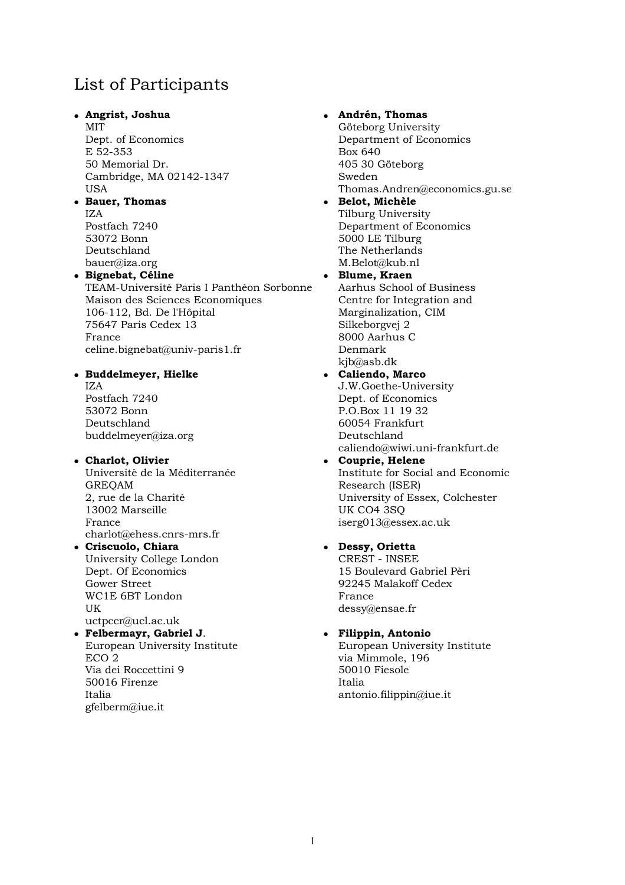# List of Participants

- **Angrist, Joshua**
  MIT
  Dept. of Economics
  E 52-353
  50 Memorial Dr.
  Cambridge, MA 02142-1347
  USA
- **Bauer, Thomas**
  IZA
  Postfach 7240
  53072 Bonn
  Deutschland
  bauer@iza.org
- **Bignebat, Céline**
  TEAM-Université Paris I Panthéon Sorbonne
  Maison des Sciences Economiques
  106-112, Bd. De l'Hôpital
  75647 Paris Cedex 13
  France
  celine.bignebat@univ-paris1.fr
- **Buddelmeyer, Hielke**
  IZA
  Postfach 7240
  53072 Bonn
  Deutschland
  buddelmeyer@iza.org
- **Charlot, Olivier**
  Universitè de la Méditerranée
  GREQAM
  2, rue de la Charité
  13002 Marseille
  France
  charlot@ehess.cnrs-mrs.fr
- **Criscuolo, Chiara**
  University College London
  Dept. Of Economics
  Gower Street
  WC1E 6BT London
  UK
  uctpccr@ucl.ac.uk
- **Felbermayr, Gabriel J**.
  European University Institute
  ECO 2
  Via dei Roccettini 9
  50016 Firenze
  Italia
  gfelberm@iue.it
- **Andrén, Thomas**
  Göteborg University
  Department of Economics
  Box 640
  405 30 Göteborg
  Sweden
  Thomas.Andren@economics.gu.se
- **Belot, Michèle**
  Tilburg University
  Department of Economics
  5000 LE Tilburg
  The Netherlands
  M.Belot@kub.nl
- **Blume, Kraen**
  Aarhus School of Business
  Centre for Integration and
  Marginalization, CIM
  Silkeborgvej 2
  8000 Aarhus C
  Denmark
  kjb@asb.dk
- **Caliendo, Marco**
  J.W.Goethe-University
  Dept. of Economics
  P.O.Box 11 19 32
  60054 Frankfurt
  Deutschland
  caliendo@wiwi.uni-frankfurt.de
- **Couprie, Helene**
  Institute for Social and Economic
  Research (ISER)
  University of Essex, Colchester
  UK CO4 3SQ
  iserg013@essex.ac.uk
- **Dessy, Orietta**
  CREST - INSEE
  15 Boulevard Gabriel Pèri
  92245 Malakoff Cedex
  France
  dessy@ensae.fr
- **Filippin, Antonio**
  European University Institute
  via Mimmole, 196
  50010 Fiesole
  Italia
  antonio.filippin@iue.it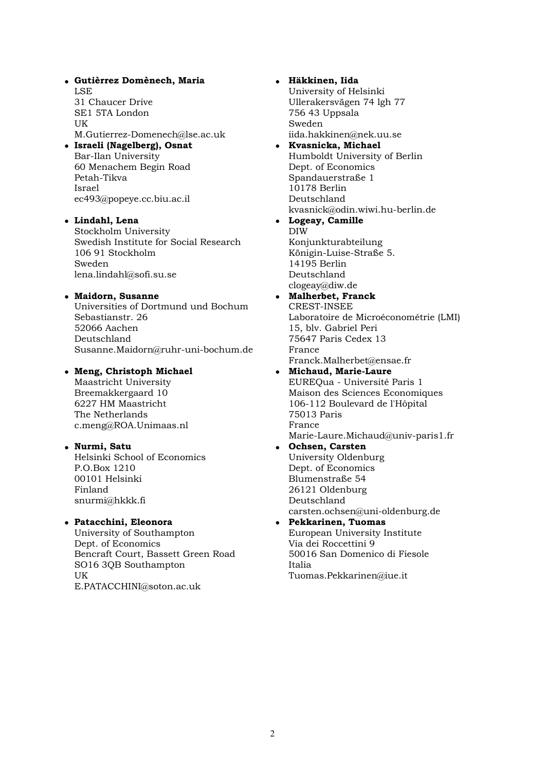- **Gutièrrez Domènech, Maria**
  LSE
  31 Chaucer Drive
  SE1 5TA London
  UK
  M.Gutierrez-Domenech@lse.ac.uk
- **Israeli (Nagelberg), Osnat**
  Bar-Ilan University
  60 Menachem Begin Road
  Petah-Tikva
  Israel
  ec493@popeye.cc.biu.ac.il
- **Lindahl, Lena**
  Stockholm University
  Swedish Institute for Social Research
  106 91 Stockholm
  Sweden
  lena.lindahl@sofi.su.se
- **Maidorn, Susanne**
  Universities of Dortmund und Bochum
  Sebastianstr. 26
  52066 Aachen
  Deutschland
  Susanne.Maidorn@ruhr-uni-bochum.de
- **Meng, Christoph Michael**
  Maastricht University
  Breemakkergaard 10
  6227 HM Maastricht
  The Netherlands
  c.meng@ROA.Unimaas.nl
- **Nurmi, Satu**
  Helsinki School of Economics
  P.O.Box 1210
  00101 Helsinki
  Finland
  snurmi@hkkk.fi
- **Patacchini, Eleonora**
  University of Southampton
  Dept. of Economics
  Bencraft Court, Bassett Green Road
  SO16 3QB Southampton
  UK
  E.PATACCHINI@soton.ac.uk
- **Häkkinen, Iida**
  University of Helsinki
  Ullerakersvägen 74 lgh 77
  756 43 Uppsala
  Sweden
  iida.hakkinen@nek.uu.se
- **Kvasnicka, Michael**
  Humboldt University of Berlin
  Dept. of Economics
  Spandauerstraße 1
  10178 Berlin
  Deutschland
  kvasnick@odin.wiwi.hu-berlin.de
- **Logeay, Camille**
  DIW
  Konjunkturabteilung
  Königin-Luise-Straße 5.
  14195 Berlin
  Deutschland
  clogeay@diw.de
- **Malherbet, Franck**
  CREST-INSEE
  Laboratoire de Microéconométrie (LMI)
  15, blv. Gabriel Peri
  75647 Paris Cedex 13
  France
  Franck.Malherbet@ensae.fr
- **Michaud, Marie-Laure**
  EUREQua - Université Paris 1
  Maison des Sciences Economiques
  106-112 Boulevard de l'Hôpital
  75013 Paris
  France
  Marie-Laure.Michaud@univ-paris1.fr
- **Ochsen, Carsten**
  University Oldenburg
  Dept. of Economics
  Blumenstraße 54
  26121 Oldenburg
  Deutschland
  carsten.ochsen@uni-oldenburg.de
- **Pekkarinen, Tuomas**
  European University Institute
  Via dei Roccettini 9
  50016 San Domenico di Fiesole
  Italia
  Tuomas.Pekkarinen@iue.it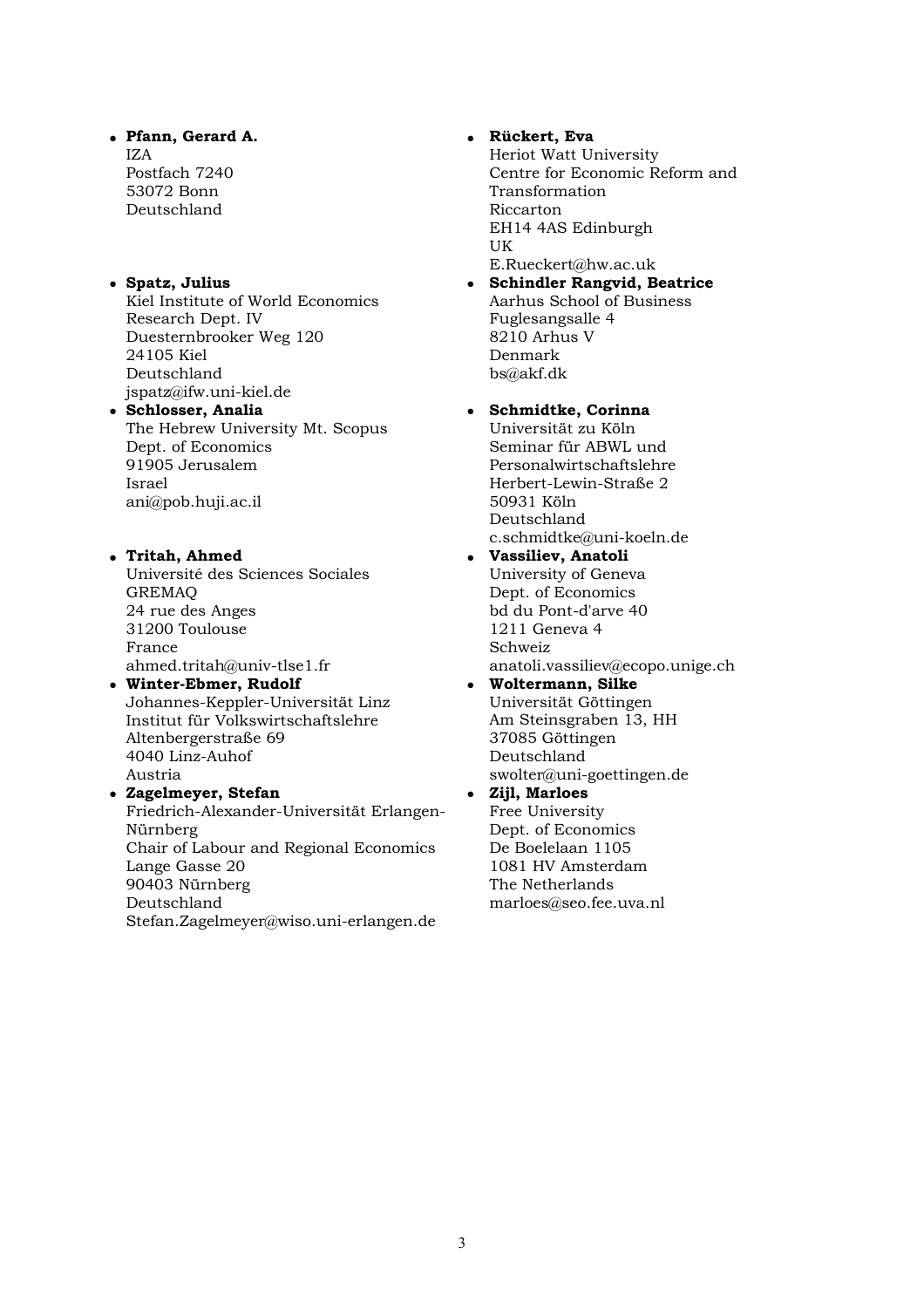- **Pfann, Gerard A.**
  IZA
  Postfach 7240
  53072 Bonn
  Deutschland

- **Spatz, Julius**
  Kiel Institute of World Economics
  Research Dept. IV
  Duesternbrooker Weg 120
  24105 Kiel
  Deutschland
  jspatz@ifw.uni-kiel.de

- **Schlosser, Analia**
  The Hebrew University Mt. Scopus
  Dept. of Economics
  91905 Jerusalem
  Israel
  ani@pob.huji.ac.il

- **Tritah, Ahmed**
  Université des Sciences Sociales
  GREMAQ
  24 rue des Anges
  31200 Toulouse
  France
  ahmed.tritah@univ-tlse1.fr

- **Winter-Ebmer, Rudolf**
  Johannes-Keppler-Universität Linz
  Institut für Volkswirtschaftslehre
  Altenbergerstraße 69
  4040 Linz-Auhof
  Austria

- **Zagelmeyer, Stefan**
  Friedrich-Alexander-Universität Erlangen-Nürnberg
  Chair of Labour and Regional Economics
  Lange Gasse 20
  90403 Nürnberg
  Deutschland
  Stefan.Zagelmeyer@wiso.uni-erlangen.de

- **Rückert, Eva**
  Heriot Watt University
  Centre for Economic Reform and Transformation
  Riccarton
  EH14 4AS Edinburgh
  UK
  E.Rueckert@hw.ac.uk

- **Schindler Rangvid, Beatrice**
  Aarhus School of Business
  Fuglesangsalle 4
  8210 Arhus V
  Denmark
  bs@akf.dk

- **Schmidtke, Corinna**
  Universität zu Köln
  Seminar für ABWL und Personalwirtschaftslehre
  Herbert-Lewin-Straße 2
  50931 Köln
  Deutschland
  c.schmidtke@uni-koeln.de

- **Vassiliev, Anatoli**
  University of Geneva
  Dept. of Economics
  bd du Pont-d'arve 40
  1211 Geneva 4
  Schweiz
  anatoli.vassiliev@ecopo.unige.ch

- **Woltermann, Silke**
  Universität Göttingen
  Am Steinsgraben 13, HH
  37085 Göttingen
  Deutschland
  swolter@uni-goettingen.de

- **Zijl, Marloes**
  Free University
  Dept. of Economics
  De Boelelaan 1105
  1081 HV Amsterdam
  The Netherlands
  marloes@seo.fee.uva.nl